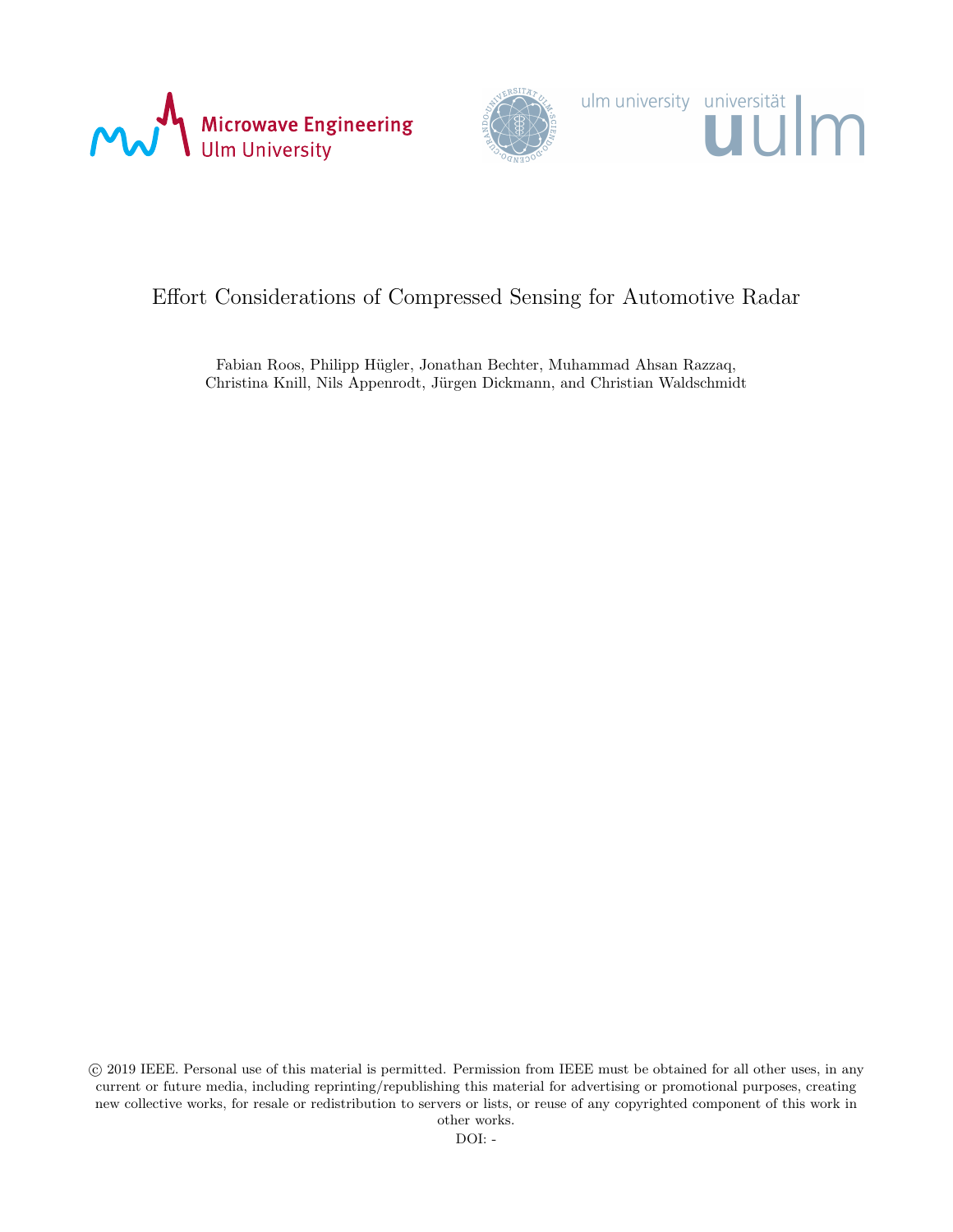Microwave Engineering
Ulm University

ulm university universität ulm

# Effort Considerations of Compressed Sensing for Automotive Radar

Fabian Roos, Philipp Hügler, Jonathan Bechter, Muhammad Ahsan Razzaq, Christina Knill, Nils Appenrodt, Jürgen Dickmann, and Christian Waldschmidt

© 2019 IEEE. Personal use of this material is permitted. Permission from IEEE must be obtained for all other uses, in any current or future media, including reprinting/republishing this material for advertising or promotional purposes, creating new collective works, for resale or redistribution to servers or lists, or reuse of any copyrighted component of this work in other works.

DOI: -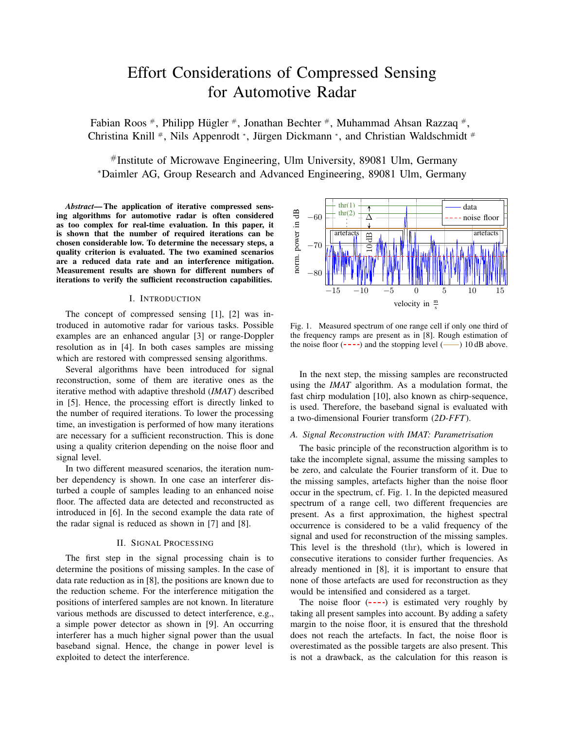# Effort Considerations of Compressed Sensing for Automotive Radar

Fabian Roos #, Philipp Hügler #, Jonathan Bechter #, Muhammad Ahsan Razzaq #, Christina Knill #, Nils Appenrodt *, Jürgen Dickmann *, and Christian Waldschmidt #

#Institute of Microwave Engineering, Ulm University, 89081 Ulm, Germany
*Daimler AG, Group Research and Advanced Engineering, 89081 Ulm, Germany

***Abstract*— The application of iterative compressed sensing algorithms for automotive radar is often considered as too complex for real-time evaluation. In this paper, it is shown that the number of required iterations can be chosen considerable low. To determine the necessary steps, a quality criterion is evaluated. The two examined scenarios are a reduced data rate and an interference mitigation. Measurement results are shown for different numbers of iterations to verify the sufficient reconstruction capabilities.**

## I. Introduction

The concept of compressed sensing [1], [2] was introduced in automotive radar for various tasks. Possible examples are an enhanced angular [3] or range-Doppler resolution as in [4]. In both cases samples are missing which are restored with compressed sensing algorithms.

Several algorithms have been introduced for signal reconstruction, some of them are iterative ones as the iterative method with adaptive threshold (*IMAT*) described in [5]. Hence, the processing effort is directly linked to the number of required iterations. To lower the processing time, an investigation is performed of how many iterations are necessary for a sufficient reconstruction. This is done using a quality criterion depending on the noise floor and signal level.

In two different measured scenarios, the iteration number dependency is shown. In one case an interferer disturbed a couple of samples leading to an enhanced noise floor. The affected data are detected and reconstructed as introduced in [6]. In the second example the data rate of the radar signal is reduced as shown in [7] and [8].

## II. Signal Processing

The first step in the signal processing chain is to determine the positions of missing samples. In the case of data rate reduction as in [8], the positions are known due to the reduction scheme. For the interference mitigation the positions of interfered samples are not known. In literature various methods are discussed to detect interference, e.g., a simple power detector as shown in [9]. An occurring interferer has a much higher signal power than the usual baseband signal. Hence, the change in power level is exploited to detect the interference.

Fig. 1. Measured spectrum of one range cell if only one third of the frequency ramps are present as in [8]. Rough estimation of the noise floor (- - - -) and the stopping level (——) 10 dB above.

In the next step, the missing samples are reconstructed using the *IMAT* algorithm. As a modulation format, the fast chirp modulation [10], also known as chirp-sequence, is used. Therefore, the baseband signal is evaluated with a two-dimensional Fourier transform (*2D-FFT*).

### A. Signal Reconstruction with IMAT: Parametrisation

The basic principle of the reconstruction algorithm is to take the incomplete signal, assume the missing samples to be zero, and calculate the Fourier transform of it. Due to the missing samples, artefacts higher than the noise floor occur in the spectrum, cf. Fig. 1. In the depicted measured spectrum of a range cell, two different frequencies are present. As a first approximation, the highest spectral occurrence is considered to be a valid frequency of the signal and used for reconstruction of the missing samples. This level is the threshold (thr), which is lowered in consecutive iterations to consider further frequencies. As already mentioned in [8], it is important to ensure that none of those artefacts are used for reconstruction as they would be intensified and considered as a target.

The noise floor (- - - -) is estimated very roughly by taking all present samples into account. By adding a safety margin to the noise floor, it is ensured that the threshold does not reach the artefacts. In fact, the noise floor is overestimated as the possible targets are also present. This is not a drawback, as the calculation for this reason is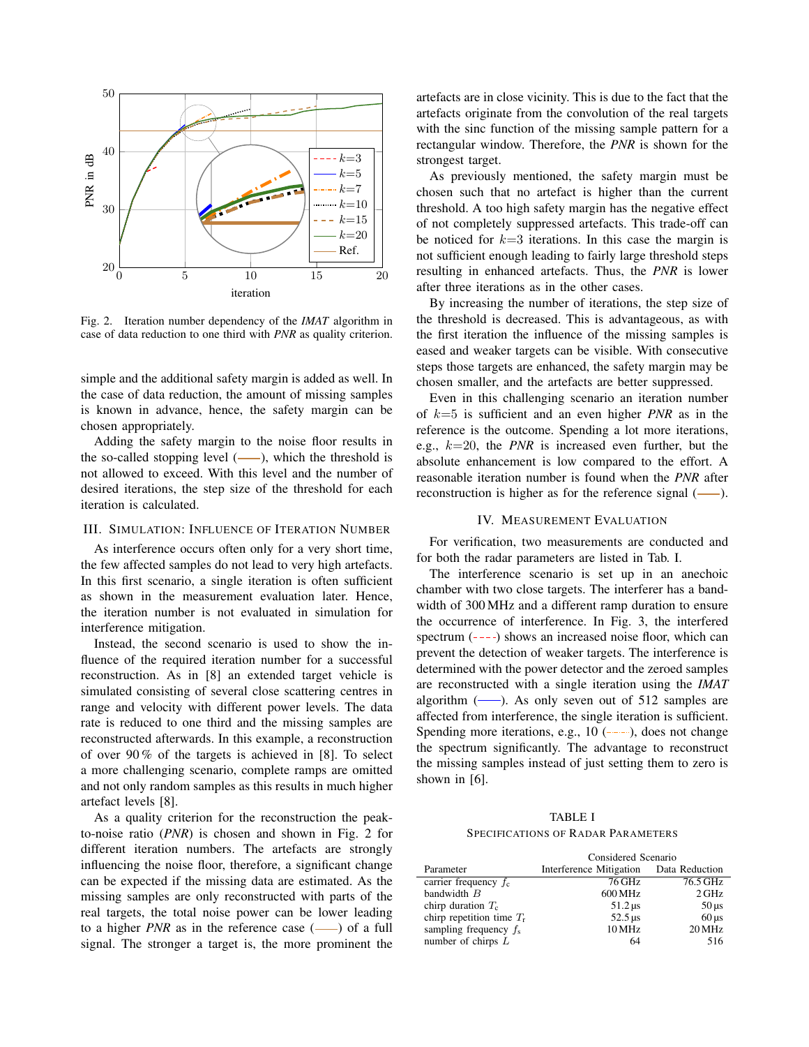Fig. 2. Iteration number dependency of the *IMAT* algorithm in case of data reduction to one third with *PNR* as quality criterion.

simple and the additional safety margin is added as well. In the case of data reduction, the amount of missing samples is known in advance, hence, the safety margin can be chosen appropriately.

Adding the safety margin to the noise floor results in the so-called stopping level (——), which the threshold is not allowed to exceed. With this level and the number of desired iterations, the step size of the threshold for each iteration is calculated.

## III. Simulation: Influence of Iteration Number

As interference occurs often only for a very short time, the few affected samples do not lead to very high artefacts. In this first scenario, a single iteration is often sufficient as shown in the measurement evaluation later. Hence, the iteration number is not evaluated in simulation for interference mitigation.

Instead, the second scenario is used to show the influence of the required iteration number for a successful reconstruction. As in [8] an extended target vehicle is simulated consisting of several close scattering centres in range and velocity with different power levels. The data rate is reduced to one third and the missing samples are reconstructed afterwards. In this example, a reconstruction of over 90 % of the targets is achieved in [8]. To select a more challenging scenario, complete ramps are omitted and not only random samples as this results in much higher artefact levels [8].

As a quality criterion for the reconstruction the peak-to-noise ratio (*PNR*) is chosen and shown in Fig. 2 for different iteration numbers. The artefacts are strongly influencing the noise floor, therefore, a significant change can be expected if the missing data are estimated. As the missing samples are only reconstructed with parts of the real targets, the total noise power can be lower leading to a higher *PNR* as in the reference case (——) of a full signal. The stronger a target is, the more prominent the artefacts are in close vicinity. This is due to the fact that the artefacts originate from the convolution of the real targets with the sinc function of the missing sample pattern for a rectangular window. Therefore, the *PNR* is shown for the strongest target.

As previously mentioned, the safety margin must be chosen such that no artefact is higher than the current threshold. A too high safety margin has the negative effect of not completely suppressed artefacts. This trade-off can be noticed for $k$=3 iterations. In this case the margin is not sufficient enough leading to fairly large threshold steps resulting in enhanced artefacts. Thus, the *PNR* is lower after three iterations as in the other cases.

By increasing the number of iterations, the step size of the threshold is decreased. This is advantageous, as with the first iteration the influence of the missing samples is eased and weaker targets can be visible. With consecutive steps those targets are enhanced, the safety margin may be chosen smaller, and the artefacts are better suppressed.

Even in this challenging scenario an iteration number of $k$=5 is sufficient and an even higher *PNR* as in the reference is the outcome. Spending a lot more iterations, e.g., $k$=20, the *PNR* is increased even further, but the absolute enhancement is low compared to the effort. A reasonable iteration number is found when the *PNR* after reconstruction is higher as for the reference signal (——).

## IV. Measurement Evaluation

For verification, two measurements are conducted and for both the radar parameters are listed in Tab. I.

The interference scenario is set up in an anechoic chamber with two close targets. The interferer has a bandwidth of 300 MHz and a different ramp duration to ensure the occurrence of interference. In Fig. 3, the interfered spectrum (- - - -) shows an increased noise floor, which can prevent the detection of weaker targets. The interference is determined with the power detector and the zeroed samples are reconstructed with a single iteration using the *IMAT* algorithm (——). As only seven out of 512 samples are affected from interference, the single iteration is sufficient. Spending more iterations, e.g., 10 (- - - -), does not change the spectrum significantly. The advantage to reconstruct the missing samples instead of just setting them to zero is shown in [6].

TABLE I
Specifications of Radar Parameters

| Parameter | Considered Scenario: Interference Mitigation | Data Reduction |
|---|---|---|
| carrier frequency $f_c$ | 76 GHz | 76.5 GHz |
| bandwidth $B$ | 600 MHz | 2 GHz |
| chirp duration $T_c$ | 51.2 µs | 50 µs |
| chirp repetition time $T_r$ | 52.5 µs | 60 µs |
| sampling frequency $f_s$ | 10 MHz | 20 MHz |
| number of chirps $L$ | 64 | 516 |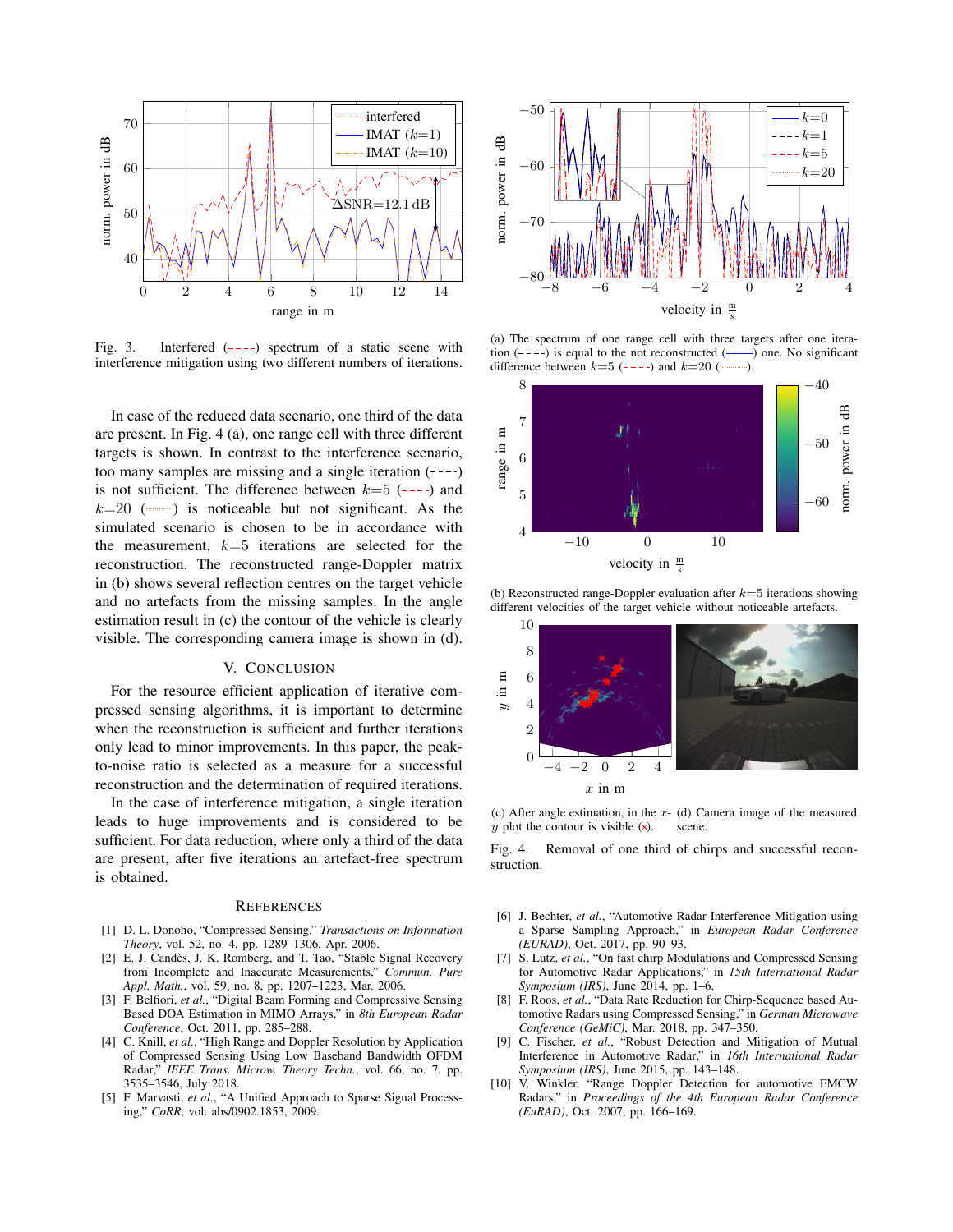70
60
50
40
0 2 4 6 8 10 12 14
range in m
norm. power in dB
interfered
IMAT ($k$=1)
IMAT ($k$=10)
ΔSNR=12.1 dB

Fig. 3. Interfered (- - - -) spectrum of a static scene with interference mitigation using two different numbers of iterations.

In case of the reduced data scenario, one third of the data are present. In Fig. 4 (a), one range cell with three different targets is shown. In contrast to the interference scenario, too many samples are missing and a single iteration (- - - -) is not sufficient. The difference between $k$=5 (- - - -) and $k$=20 (··········) is noticeable but not significant. As the simulated scenario is chosen to be in accordance with the measurement, $k$=5 iterations are selected for the reconstruction. The reconstructed range-Doppler matrix in (b) shows several reflection centres on the target vehicle and no artefacts from the missing samples. In the angle estimation result in (c) the contour of the vehicle is clearly visible. The corresponding camera image is shown in (d).

## V. Conclusion

For the resource efficient application of iterative compressed sensing algorithms, it is important to determine when the reconstruction is sufficient and further iterations only lead to minor improvements. In this paper, the peak-to-noise ratio is selected as a measure for a successful reconstruction and the determination of required iterations.

In the case of interference mitigation, a single iteration leads to huge improvements and is considered to be sufficient. For data reduction, where only a third of the data are present, after five iterations an artefact-free spectrum is obtained.

−50
−60
−70
−80
−8 −6 −4 −2 0 2 4
velocity in $\frac{\text{m}}{\text{s}}$
norm. power in dB
$k$=0
$k$=1
$k$=5
$k$=20

(a) The spectrum of one range cell with three targets after one iteration (- - - -) is equal to the not reconstructed (——) one. No significant difference between $k$=5 (- - - -) and $k$=20 (··········).

8
7
6
5
4
−10 0 10
velocity in $\frac{\text{m}}{\text{s}}$
range in m
−40
−50
−60
norm. power in dB

(b) Reconstructed range-Doppler evaluation after $k$=5 iterations showing different velocities of the target vehicle without noticeable artefacts.

10
8
6
4
2
0
−4 −2 0 2 4
$x$ in m
$y$ in m

(c) After angle estimation, in the $x$-$y$ plot the contour is visible (×).

(d) Camera image of the measured scene.

Fig. 4. Removal of one third of chirps and successful reconstruction.

## References

[1] D. L. Donoho, "Compressed Sensing," *Transactions on Information Theory*, vol. 52, no. 4, pp. 1289–1306, Apr. 2006.

[2] E. J. Candès, J. K. Romberg, and T. Tao, "Stable Signal Recovery from Incomplete and Inaccurate Measurements," *Commun. Pure Appl. Math.*, vol. 59, no. 8, pp. 1207–1223, Mar. 2006.

[3] F. Belfiori, *et al.*, "Digital Beam Forming and Compressive Sensing Based DOA Estimation in MIMO Arrays," in *8th European Radar Conference*, Oct. 2011, pp. 285–288.

[4] C. Knill, *et al.*, "High Range and Doppler Resolution by Application of Compressed Sensing Using Low Baseband Bandwidth OFDM Radar," *IEEE Trans. Microw. Theory Techn.*, vol. 66, no. 7, pp. 3535–3546, July 2018.

[5] F. Marvasti, *et al.*, "A Unified Approach to Sparse Signal Processing," *CoRR*, vol. abs/0902.1853, 2009.

[6] J. Bechter, *et al.*, "Automotive Radar Interference Mitigation using a Sparse Sampling Approach," in *European Radar Conference (EURAD)*, Oct. 2017, pp. 90–93.

[7] S. Lutz, *et al.*, "On fast chirp Modulations and Compressed Sensing for Automotive Radar Applications," in *15th International Radar Symposium (IRS)*, June 2014, pp. 1–6.

[8] F. Roos, *et al.*, "Data Rate Reduction for Chirp-Sequence based Automotive Radars using Compressed Sensing," in *German Microwave Conference (GeMiC)*, Mar. 2018, pp. 347–350.

[9] C. Fischer, *et al.*, "Robust Detection and Mitigation of Mutual Interference in Automotive Radar," in *16th International Radar Symposium (IRS)*, June 2015, pp. 143–148.

[10] V. Winkler, "Range Doppler Detection for automotive FMCW Radars," in *Proceedings of the 4th European Radar Conference (EuRAD)*, Oct. 2007, pp. 166–169.